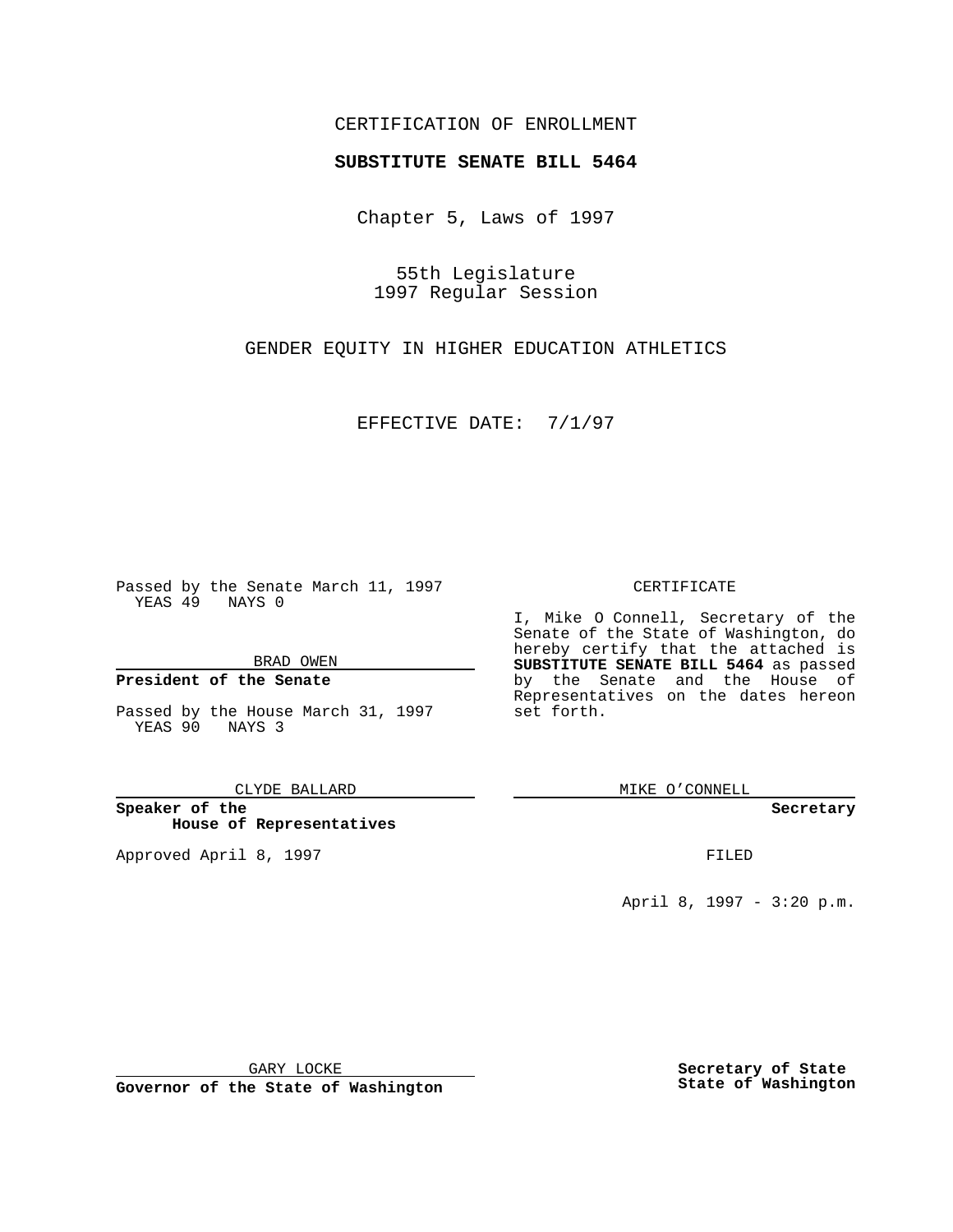CERTIFICATION OF ENROLLMENT

**SUBSTITUTE SENATE BILL 5464**

Chapter 5, Laws of 1997

55th Legislature
1997 Regular Session

GENDER EQUITY IN HIGHER EDUCATION ATHLETICS

EFFECTIVE DATE: 7/1/97

Passed by the Senate March 11, 1997
YEAS 49 NAYS 0

BRAD OWEN

**President of the Senate**

Passed by the House March 31, 1997
YEAS 90 NAYS 3

CLYDE BALLARD

**Speaker of the House of Representatives**

Approved April 8, 1997

GARY LOCKE

**Governor of the State of Washington**

CERTIFICATE

I, Mike O Connell, Secretary of the Senate of the State of Washington, do hereby certify that the attached is **SUBSTITUTE SENATE BILL 5464** as passed by the Senate and the House of Representatives on the dates hereon set forth.

MIKE O'CONNELL

**Secretary**

FILED

April 8, 1997 - 3:20 p.m.

**Secretary of State State of Washington**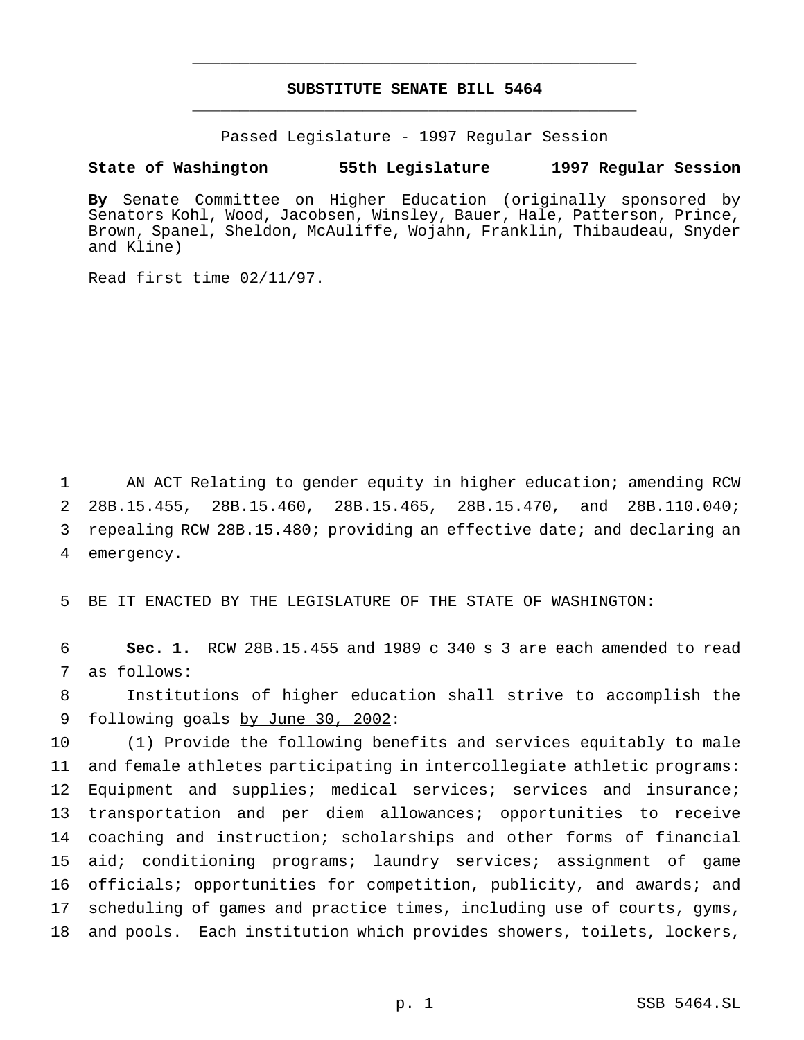# SUBSTITUTE SENATE BILL 5464

Passed Legislature - 1997 Regular Session

**State of Washington 55th Legislature 1997 Regular Session**

**By** Senate Committee on Higher Education (originally sponsored by Senators Kohl, Wood, Jacobsen, Winsley, Bauer, Hale, Patterson, Prince, Brown, Spanel, Sheldon, McAuliffe, Wojahn, Franklin, Thibaudeau, Snyder and Kline)

Read first time 02/11/97.

AN ACT Relating to gender equity in higher education; amending RCW 28B.15.455, 28B.15.460, 28B.15.465, 28B.15.470, and 28B.110.040; repealing RCW 28B.15.480; providing an effective date; and declaring an emergency.

BE IT ENACTED BY THE LEGISLATURE OF THE STATE OF WASHINGTON:

**Sec. 1.** RCW 28B.15.455 and 1989 c 340 s 3 are each amended to read as follows:

Institutions of higher education shall strive to accomplish the following goals <u>by June 30, 2002</u>:

(1) Provide the following benefits and services equitably to male and female athletes participating in intercollegiate athletic programs: Equipment and supplies; medical services; services and insurance; transportation and per diem allowances; opportunities to receive coaching and instruction; scholarships and other forms of financial aid; conditioning programs; laundry services; assignment of game officials; opportunities for competition, publicity, and awards; and scheduling of games and practice times, including use of courts, gyms, and pools. Each institution which provides showers, toilets, lockers,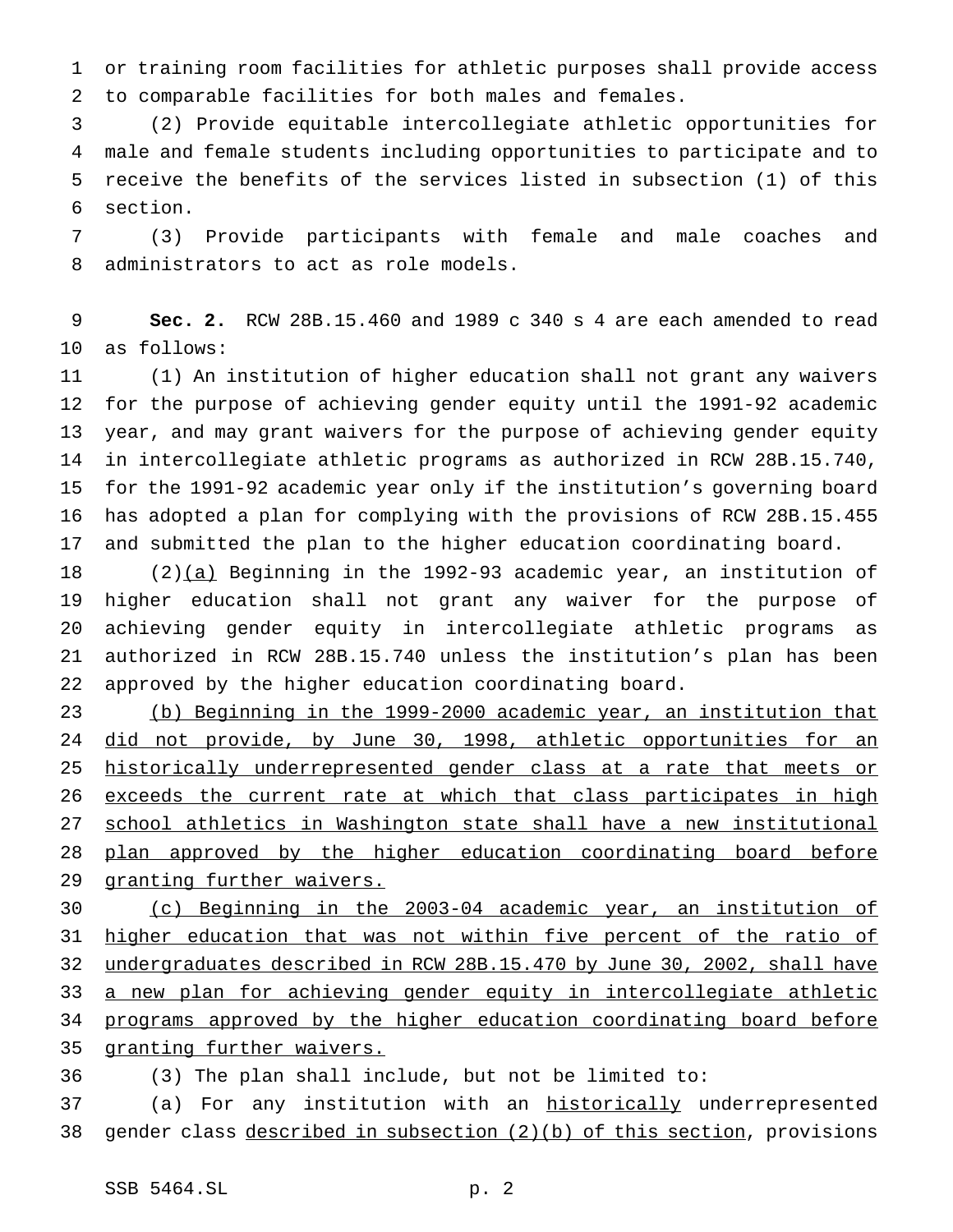or training room facilities for athletic purposes shall provide access to comparable facilities for both males and females.

(2) Provide equitable intercollegiate athletic opportunities for male and female students including opportunities to participate and to receive the benefits of the services listed in subsection (1) of this section.

(3) Provide participants with female and male coaches and administrators to act as role models.

**Sec. 2.** RCW 28B.15.460 and 1989 c 340 s 4 are each amended to read as follows:

(1) An institution of higher education shall not grant any waivers for the purpose of achieving gender equity until the 1991-92 academic year, and may grant waivers for the purpose of achieving gender equity in intercollegiate athletic programs as authorized in RCW 28B.15.740, for the 1991-92 academic year only if the institution's governing board has adopted a plan for complying with the provisions of RCW 28B.15.455 and submitted the plan to the higher education coordinating board.

(2)<u>(a)</u> Beginning in the 1992-93 academic year, an institution of higher education shall not grant any waiver for the purpose of achieving gender equity in intercollegiate athletic programs as authorized in RCW 28B.15.740 unless the institution's plan has been approved by the higher education coordinating board.

<u>(b) Beginning in the 1999-2000 academic year, an institution that did not provide, by June 30, 1998, athletic opportunities for an historically underrepresented gender class at a rate that meets or exceeds the current rate at which that class participates in high school athletics in Washington state shall have a new institutional plan approved by the higher education coordinating board before granting further waivers.</u>

<u>(c) Beginning in the 2003-04 academic year, an institution of higher education that was not within five percent of the ratio of undergraduates described in RCW 28B.15.470 by June 30, 2002, shall have a new plan for achieving gender equity in intercollegiate athletic programs approved by the higher education coordinating board before granting further waivers.</u>

(3) The plan shall include, but not be limited to:

(a) For any institution with an <u>historically</u> underrepresented gender class <u>described in subsection (2)(b) of this section</u>, provisions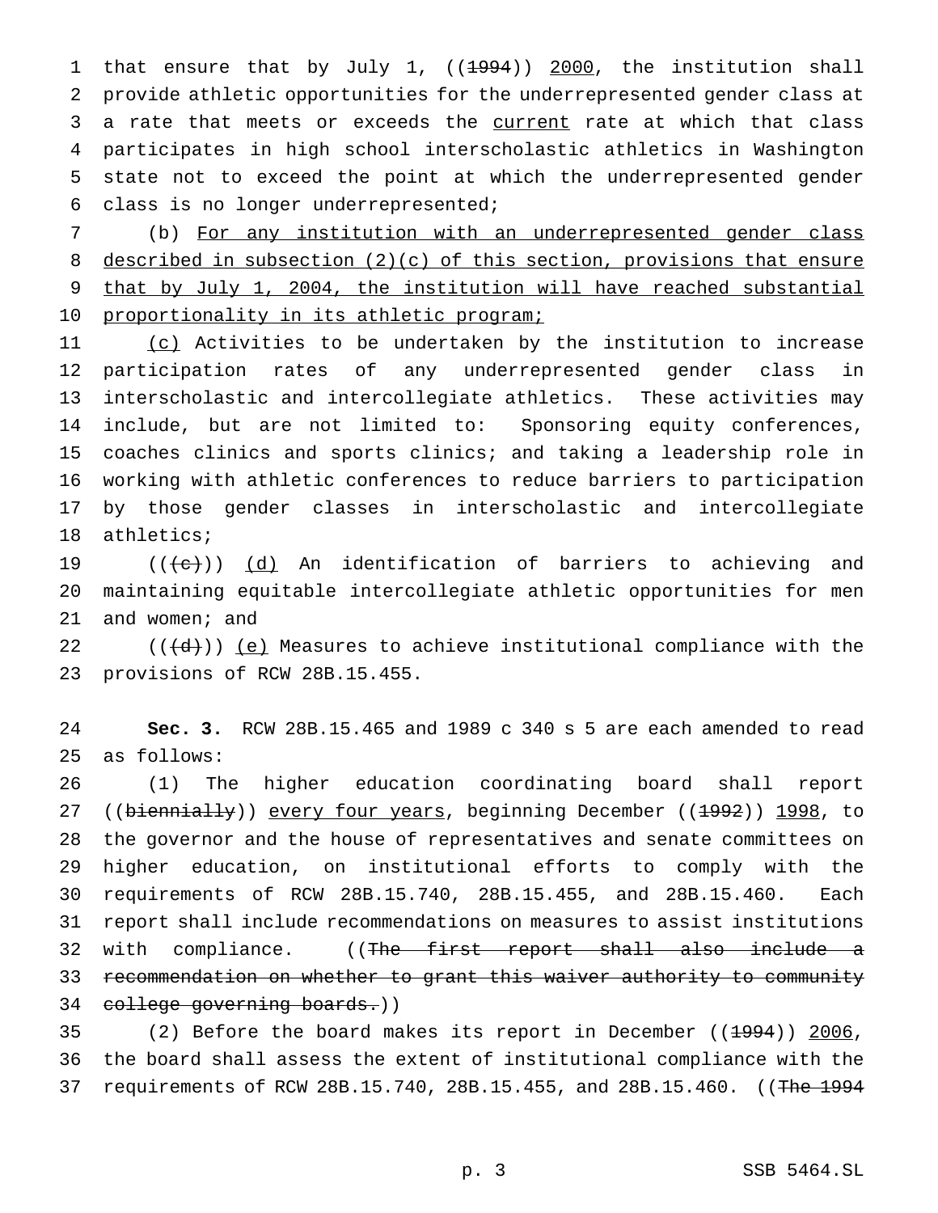that ensure that by July 1, ((~~1994~~)) <u>2000</u>, the institution shall provide athletic opportunities for the underrepresented gender class at a rate that meets or exceeds the <u>current</u> rate at which that class participates in high school interscholastic athletics in Washington state not to exceed the point at which the underrepresented gender class is no longer underrepresented;

(b) <u>For any institution with an underrepresented gender class described in subsection (2)(c) of this section, provisions that ensure that by July 1, 2004, the institution will have reached substantial proportionality in its athletic program;</u>

<u>(c)</u> Activities to be undertaken by the institution to increase participation rates of any underrepresented gender class in interscholastic and intercollegiate athletics. These activities may include, but are not limited to: Sponsoring equity conferences, coaches clinics and sports clinics; and taking a leadership role in working with athletic conferences to reduce barriers to participation by those gender classes in interscholastic and intercollegiate athletics;

((~~(c)~~)) <u>(d)</u> An identification of barriers to achieving and maintaining equitable intercollegiate athletic opportunities for men and women; and

((~~(d)~~)) <u>(e)</u> Measures to achieve institutional compliance with the provisions of RCW 28B.15.455.

**Sec. 3.** RCW 28B.15.465 and 1989 c 340 s 5 are each amended to read as follows:

(1) The higher education coordinating board shall report ((~~biennially~~)) <u>every four years</u>, beginning December ((~~1992~~)) <u>1998</u>, to the governor and the house of representatives and senate committees on higher education, on institutional efforts to comply with the requirements of RCW 28B.15.740, 28B.15.455, and 28B.15.460. Each report shall include recommendations on measures to assist institutions with compliance. ((~~The first report shall also include a recommendation on whether to grant this waiver authority to community college governing boards.~~))

(2) Before the board makes its report in December ((~~1994~~)) <u>2006</u>, the board shall assess the extent of institutional compliance with the requirements of RCW 28B.15.740, 28B.15.455, and 28B.15.460. ((~~The 1994~~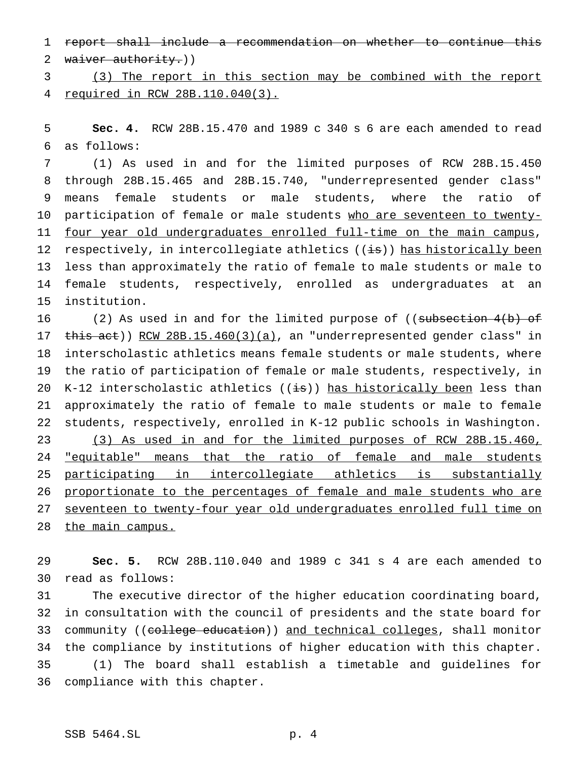~~report shall include a recommendation on whether to continue this waiver authority.~~))

(3) The report in this section may be combined with the report required in RCW 28B.110.040(3).

**Sec. 4.** RCW 28B.15.470 and 1989 c 340 s 6 are each amended to read as follows:

(1) As used in and for the limited purposes of RCW 28B.15.450 through 28B.15.465 and 28B.15.740, "underrepresented gender class" means female students or male students, where the ratio of participation of female or male students who are seventeen to twenty-four year old undergraduates enrolled full-time on the main campus, respectively, in intercollegiate athletics ((~~is~~)) has historically been less than approximately the ratio of female to male students or male to female students, respectively, enrolled as undergraduates at an institution.

(2) As used in and for the limited purpose of ((~~subsection 4(b) of this act~~)) RCW 28B.15.460(3)(a), an "underrepresented gender class" in interscholastic athletics means female students or male students, where the ratio of participation of female or male students, respectively, in K-12 interscholastic athletics ((~~is~~)) has historically been less than approximately the ratio of female to male students or male to female students, respectively, enrolled in K-12 public schools in Washington.

(3) As used in and for the limited purposes of RCW 28B.15.460, "equitable" means that the ratio of female and male students participating in intercollegiate athletics is substantially proportionate to the percentages of female and male students who are seventeen to twenty-four year old undergraduates enrolled full time on the main campus.

**Sec. 5.** RCW 28B.110.040 and 1989 c 341 s 4 are each amended to read as follows:

The executive director of the higher education coordinating board, in consultation with the council of presidents and the state board for community ((~~college education~~)) and technical colleges, shall monitor the compliance by institutions of higher education with this chapter.

(1) The board shall establish a timetable and guidelines for compliance with this chapter.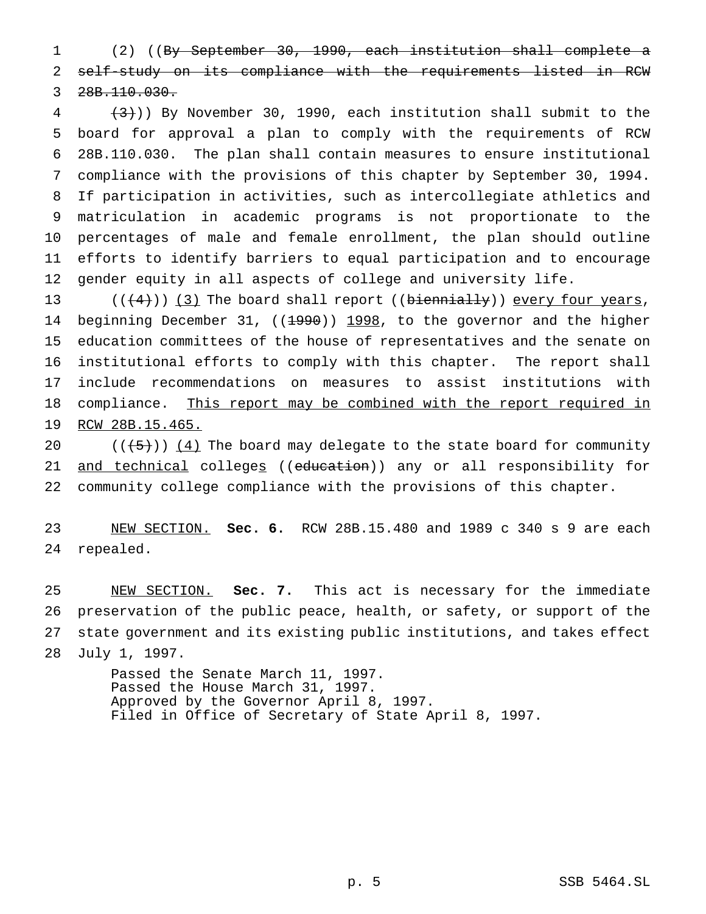(2) ((~~By September 30, 1990, each institution shall complete a self-study on its compliance with the requirements listed in RCW 28B.110.030.~~

~~(3)~~)) By November 30, 1990, each institution shall submit to the board for approval a plan to comply with the requirements of RCW 28B.110.030. The plan shall contain measures to ensure institutional compliance with the provisions of this chapter by September 30, 1994. If participation in activities, such as intercollegiate athletics and matriculation in academic programs is not proportionate to the percentages of male and female enrollment, the plan should outline efforts to identify barriers to equal participation and to encourage gender equity in all aspects of college and university life.

((~~(4)~~)) <u>(3)</u> The board shall report ((~~biennially~~)) <u>every four years</u>, beginning December 31, ((~~1990~~)) <u>1998</u>, to the governor and the higher education committees of the house of representatives and the senate on institutional efforts to comply with this chapter. The report shall include recommendations on measures to assist institutions with compliance. <u>This report may be combined with the report required in RCW 28B.15.465.</u>

((~~(5)~~)) <u>(4)</u> The board may delegate to the state board for community <u>and technical</u> college<u>s</u> ((~~education~~)) any or all responsibility for community college compliance with the provisions of this chapter.

<u>NEW SECTION.</u> **Sec. 6.** RCW 28B.15.480 and 1989 c 340 s 9 are each repealed.

<u>NEW SECTION.</u> **Sec. 7.** This act is necessary for the immediate preservation of the public peace, health, or safety, or support of the state government and its existing public institutions, and takes effect July 1, 1997.

Passed the Senate March 11, 1997.
Passed the House March 31, 1997.
Approved by the Governor April 8, 1997.
Filed in Office of Secretary of State April 8, 1997.